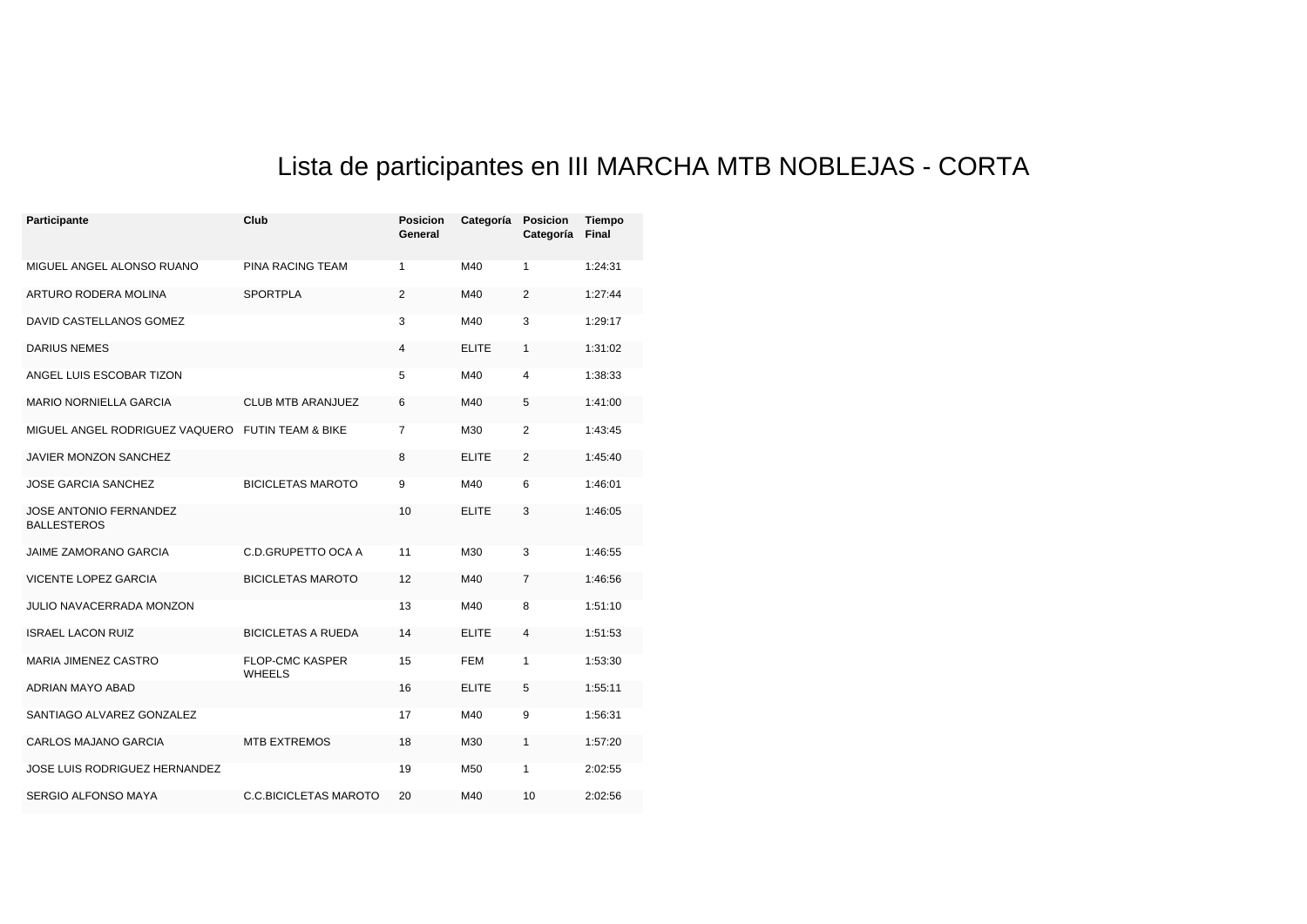# Lista de participantes en III MARCHA MTB NOBLEJAS - CORTA

| Participante | Club | Posicion General | Categoría | Posicion Categoría | Tiempo Final |
|---|---|---|---|---|---|
| MIGUEL ANGEL ALONSO RUANO | PINA RACING TEAM | 1 | M40 | 1 | 1:24:31 |
| ARTURO RODERA MOLINA | SPORTPLA | 2 | M40 | 2 | 1:27:44 |
| DAVID CASTELLANOS GOMEZ | | 3 | M40 | 3 | 1:29:17 |
| DARIUS NEMES | | 4 | ELITE | 1 | 1:31:02 |
| ANGEL LUIS ESCOBAR TIZON | | 5 | M40 | 4 | 1:38:33 |
| MARIO NORNIELLA GARCIA | CLUB MTB ARANJUEZ | 6 | M40 | 5 | 1:41:00 |
| MIGUEL ANGEL RODRIGUEZ VAQUERO | FUTIN TEAM & BIKE | 7 | M30 | 2 | 1:43:45 |
| JAVIER MONZON SANCHEZ | | 8 | ELITE | 2 | 1:45:40 |
| JOSE GARCIA SANCHEZ | BICICLETAS MAROTO | 9 | M40 | 6 | 1:46:01 |
| JOSE ANTONIO FERNANDEZ BALLESTEROS | | 10 | ELITE | 3 | 1:46:05 |
| JAIME ZAMORANO GARCIA | C.D.GRUPETTO OCA A | 11 | M30 | 3 | 1:46:55 |
| VICENTE LOPEZ GARCIA | BICICLETAS MAROTO | 12 | M40 | 7 | 1:46:56 |
| JULIO NAVACERRADA MONZON | | 13 | M40 | 8 | 1:51:10 |
| ISRAEL LACON RUIZ | BICICLETAS A RUEDA | 14 | ELITE | 4 | 1:51:53 |
| MARIA JIMENEZ CASTRO | FLOP-CMC KASPER WHEELS | 15 | FEM | 1 | 1:53:30 |
| ADRIAN MAYO ABAD | | 16 | ELITE | 5 | 1:55:11 |
| SANTIAGO ALVAREZ GONZALEZ | | 17 | M40 | 9 | 1:56:31 |
| CARLOS MAJANO GARCIA | MTB EXTREMOS | 18 | M30 | 1 | 1:57:20 |
| JOSE LUIS RODRIGUEZ HERNANDEZ | | 19 | M50 | 1 | 2:02:55 |
| SERGIO ALFONSO MAYA | C.C.BICICLETAS MAROTO | 20 | M40 | 10 | 2:02:56 |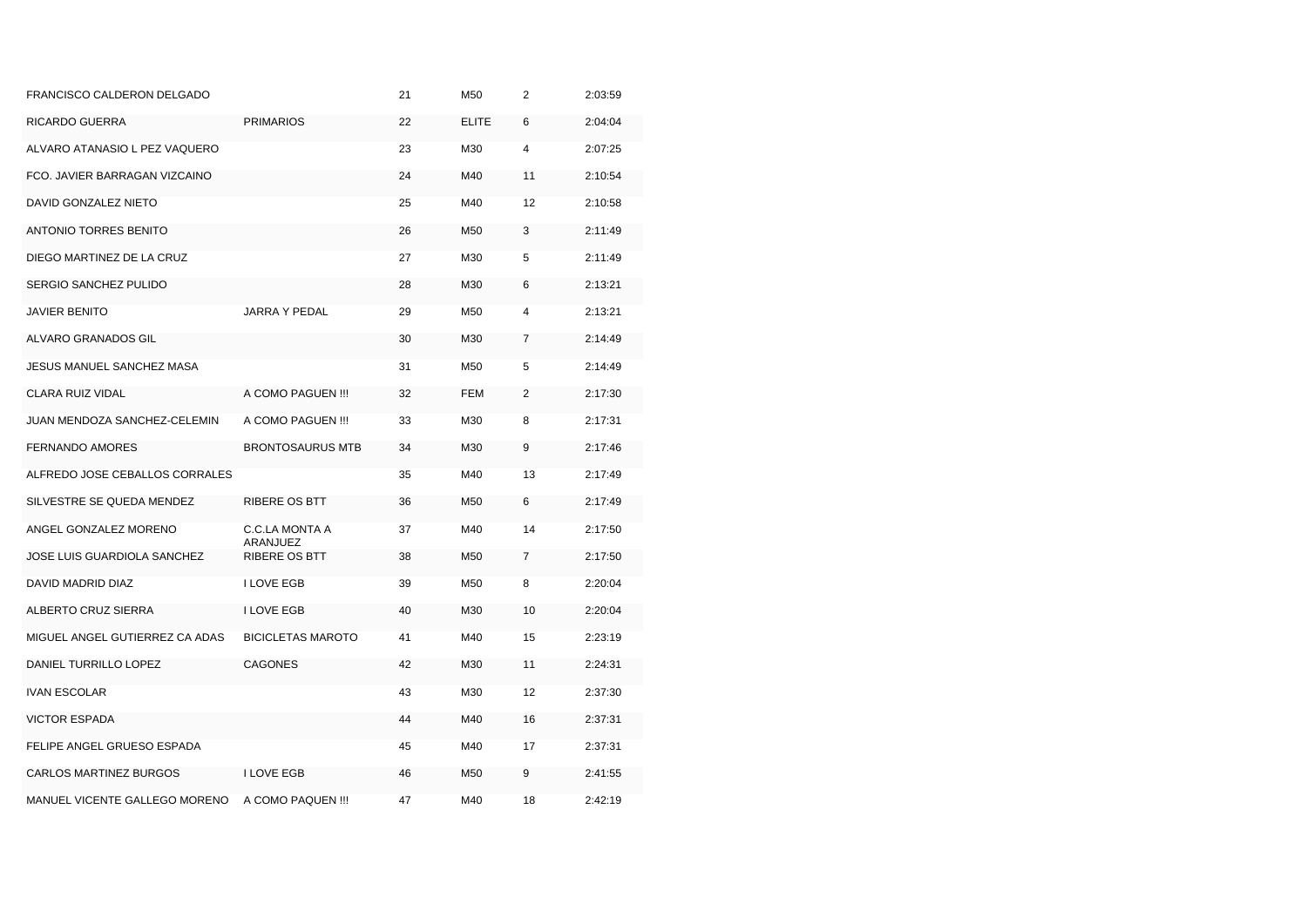| | | | | | |
|---|---|---|---|---|---|
| FRANCISCO CALDERON DELGADO | | 21 | M50 | 2 | 2:03:59 |
| RICARDO GUERRA | PRIMARIOS | 22 | ELITE | 6 | 2:04:04 |
| ALVARO ATANASIO L PEZ VAQUERO | | 23 | M30 | 4 | 2:07:25 |
| FCO. JAVIER BARRAGAN VIZCAINO | | 24 | M40 | 11 | 2:10:54 |
| DAVID GONZALEZ NIETO | | 25 | M40 | 12 | 2:10:58 |
| ANTONIO TORRES BENITO | | 26 | M50 | 3 | 2:11:49 |
| DIEGO MARTINEZ DE LA CRUZ | | 27 | M30 | 5 | 2:11:49 |
| SERGIO SANCHEZ PULIDO | | 28 | M30 | 6 | 2:13:21 |
| JAVIER BENITO | JARRA Y PEDAL | 29 | M50 | 4 | 2:13:21 |
| ALVARO GRANADOS GIL | | 30 | M30 | 7 | 2:14:49 |
| JESUS MANUEL SANCHEZ MASA | | 31 | M50 | 5 | 2:14:49 |
| CLARA RUIZ VIDAL | A COMO PAGUEN !!! | 32 | FEM | 2 | 2:17:30 |
| JUAN MENDOZA SANCHEZ-CELEMIN | A COMO PAGUEN !!! | 33 | M30 | 8 | 2:17:31 |
| FERNANDO AMORES | BRONTOSAURUS MTB | 34 | M30 | 9 | 2:17:46 |
| ALFREDO JOSE CEBALLOS CORRALES | | 35 | M40 | 13 | 2:17:49 |
| SILVESTRE SE QUEDA MENDEZ | RIBERE OS BTT | 36 | M50 | 6 | 2:17:49 |
| ANGEL GONZALEZ MORENO | C.C.LA MONTA A ARANJUEZ | 37 | M40 | 14 | 2:17:50 |
| JOSE LUIS GUARDIOLA SANCHEZ | RIBERE OS BTT | 38 | M50 | 7 | 2:17:50 |
| DAVID MADRID DIAZ | I LOVE EGB | 39 | M50 | 8 | 2:20:04 |
| ALBERTO CRUZ SIERRA | I LOVE EGB | 40 | M30 | 10 | 2:20:04 |
| MIGUEL ANGEL GUTIERREZ CA ADAS | BICICLETAS MAROTO | 41 | M40 | 15 | 2:23:19 |
| DANIEL TURRILLO LOPEZ | CAGONES | 42 | M30 | 11 | 2:24:31 |
| IVAN ESCOLAR | | 43 | M30 | 12 | 2:37:30 |
| VICTOR ESPADA | | 44 | M40 | 16 | 2:37:31 |
| FELIPE ANGEL GRUESO ESPADA | | 45 | M40 | 17 | 2:37:31 |
| CARLOS MARTINEZ BURGOS | I LOVE EGB | 46 | M50 | 9 | 2:41:55 |
| MANUEL VICENTE GALLEGO MORENO | A COMO PAQUEN !!! | 47 | M40 | 18 | 2:42:19 |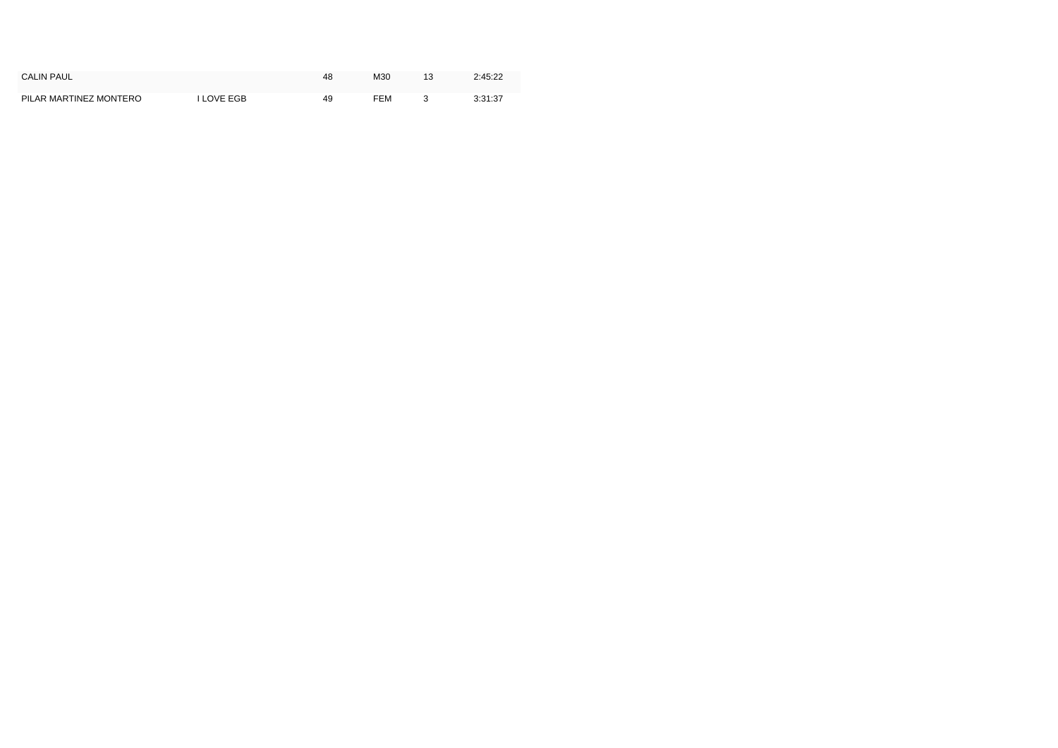| | | | | | |
|---|---|---|---|---|---|
| CALIN PAUL | | 48 | M30 | 13 | 2:45:22 |
| PILAR MARTINEZ MONTERO | I LOVE EGB | 49 | FEM | 3 | 3:31:37 |